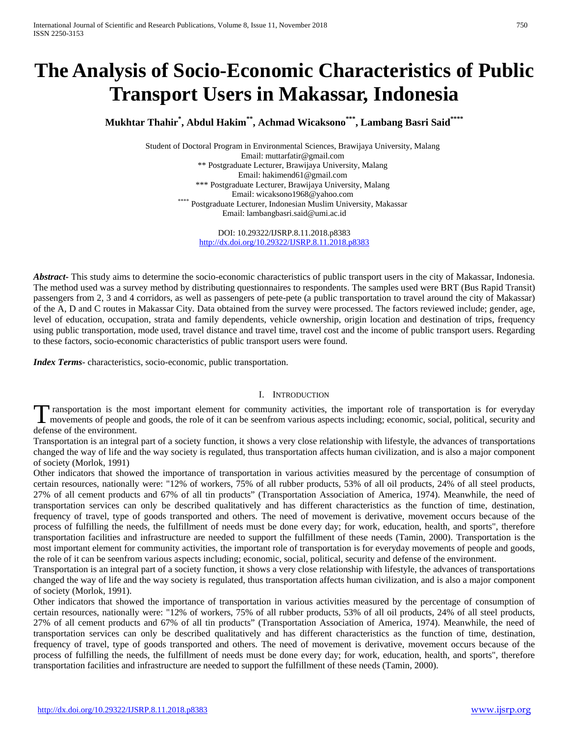# The Analysis of Socio-Economic Characteristics of Public Transport Users in Makassar, Indonesia

**Mukhtar Thahir[*], Abdul Hakim[**], Achmad Wicaksono[***], Lambang Basri Said[****]**

Student of Doctoral Program in Environmental Sciences, Brawijaya University, Malang
Email: muttarfatir@gmail.com
** Postgraduate Lecturer, Brawijaya University, Malang
Email: hakimend61@gmail.com
*** Postgraduate Lecturer, Brawijaya University, Malang
Email: wicaksono1968@yahoo.com
**** Postgraduate Lecturer, Indonesian Muslim University, Makassar
Email: lambangbasri.said@umi.ac.id

DOI: 10.29322/IJSRP.8.11.2018.p8383
http://dx.doi.org/10.29322/IJSRP.8.11.2018.p8383

***Abstract***- This study aims to determine the socio-economic characteristics of public transport users in the city of Makassar, Indonesia. The method used was a survey method by distributing questionnaires to respondents. The samples used were BRT (Bus Rapid Transit) passengers from 2, 3 and 4 corridors, as well as passengers of pete-pete (a public transportation to travel around the city of Makassar) of the A, D and C routes in Makassar City. Data obtained from the survey were processed. The factors reviewed include; gender, age, level of education, occupation, strata and family dependents, vehicle ownership, origin location and destination of trips, frequency using public transportation, mode used, travel distance and travel time, travel cost and the income of public transport users. Regarding to these factors, socio-economic characteristics of public transport users were found.

***Index Terms***- characteristics, socio-economic, public transportation.

## I. Introduction

Transportation is the most important element for community activities, the important role of transportation is for everyday movements of people and goods, the role of it can be seenfrom various aspects including; economic, social, political, security and defense of the environment.

Transportation is an integral part of a society function, it shows a very close relationship with lifestyle, the advances of transportations changed the way of life and the way society is regulated, thus transportation affects human civilization, and is also a major component of society (Morlok, 1991)

Other indicators that showed the importance of transportation in various activities measured by the percentage of consumption of certain resources, nationally were: "12% of workers, 75% of all rubber products, 53% of all oil products, 24% of all steel products, 27% of all cement products and 67% of all tin products" (Transportation Association of America, 1974). Meanwhile, the need of transportation services can only be described qualitatively and has different characteristics as the function of time, destination, frequency of travel, type of goods transported and others. The need of movement is derivative, movement occurs because of the process of fulfilling the needs, the fulfillment of needs must be done every day; for work, education, health, and sports", therefore transportation facilities and infrastructure are needed to support the fulfillment of these needs (Tamin, 2000). Transportation is the most important element for community activities, the important role of transportation is for everyday movements of people and goods, the role of it can be seenfrom various aspects including; economic, social, political, security and defense of the environment.

Transportation is an integral part of a society function, it shows a very close relationship with lifestyle, the advances of transportations changed the way of life and the way society is regulated, thus transportation affects human civilization, and is also a major component of society (Morlok, 1991).

Other indicators that showed the importance of transportation in various activities measured by the percentage of consumption of certain resources, nationally were: "12% of workers, 75% of all rubber products, 53% of all oil products, 24% of all steel products, 27% of all cement products and 67% of all tin products" (Transportation Association of America, 1974). Meanwhile, the need of transportation services can only be described qualitatively and has different characteristics as the function of time, destination, frequency of travel, type of goods transported and others. The need of movement is derivative, movement occurs because of the process of fulfilling the needs, the fulfillment of needs must be done every day; for work, education, health, and sports", therefore transportation facilities and infrastructure are needed to support the fulfillment of these needs (Tamin, 2000).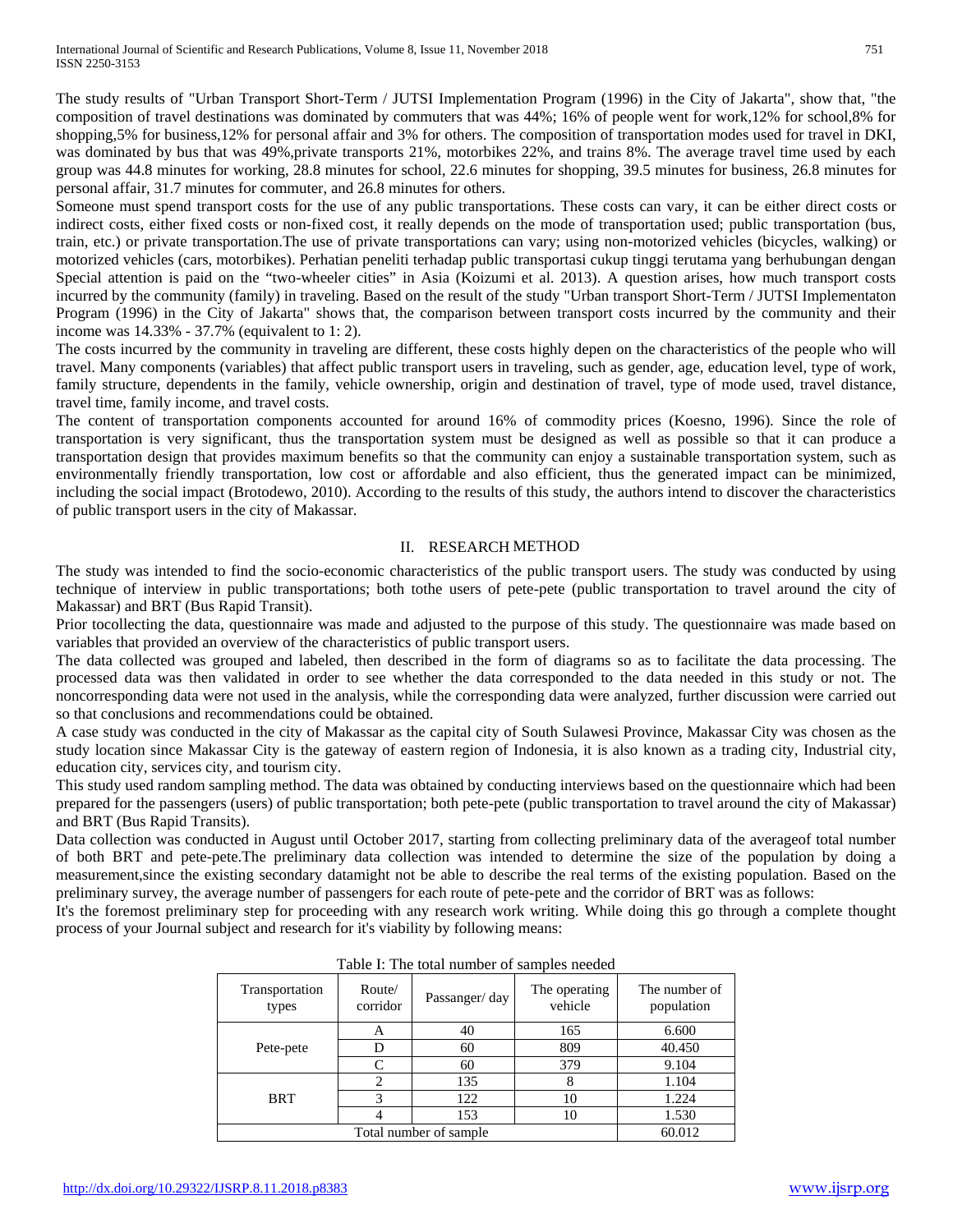The study results of "Urban Transport Short-Term / JUTSI Implementation Program (1996) in the City of Jakarta", show that, "the composition of travel destinations was dominated by commuters that was 44%; 16% of people went for work,12% for school,8% for shopping,5% for business,12% for personal affair and 3% for others. The composition of transportation modes used for travel in DKI, was dominated by bus that was 49%,private transports 21%, motorbikes 22%, and trains 8%. The average travel time used by each group was 44.8 minutes for working, 28.8 minutes for school, 22.6 minutes for shopping, 39.5 minutes for business, 26.8 minutes for personal affair, 31.7 minutes for commuter, and 26.8 minutes for others.

Someone must spend transport costs for the use of any public transportations. These costs can vary, it can be either direct costs or indirect costs, either fixed costs or non-fixed cost, it really depends on the mode of transportation used; public transportation (bus, train, etc.) or private transportation.The use of private transportations can vary; using non-motorized vehicles (bicycles, walking) or motorized vehicles (cars, motorbikes). Perhatian peneliti terhadap public transportasi cukup tinggi terutama yang berhubungan dengan Special attention is paid on the "two-wheeler cities" in Asia (Koizumi et al. 2013). A question arises, how much transport costs incurred by the community (family) in traveling. Based on the result of the study "Urban transport Short-Term / JUTSI Implementaton Program (1996) in the City of Jakarta" shows that, the comparison between transport costs incurred by the community and their income was 14.33% - 37.7% (equivalent to 1: 2).

The costs incurred by the community in traveling are different, these costs highly depen on the characteristics of the people who will travel. Many components (variables) that affect public transport users in traveling, such as gender, age, education level, type of work, family structure, dependents in the family, vehicle ownership, origin and destination of travel, type of mode used, travel distance, travel time, family income, and travel costs.

The content of transportation components accounted for around 16% of commodity prices (Koesno, 1996). Since the role of transportation is very significant, thus the transportation system must be designed as well as possible so that it can produce a transportation design that provides maximum benefits so that the community can enjoy a sustainable transportation system, such as environmentally friendly transportation, low cost or affordable and also efficient, thus the generated impact can be minimized, including the social impact (Brotodewo, 2010). According to the results of this study, the authors intend to discover the characteristics of public transport users in the city of Makassar.

## II. RESEARCH METHOD

The study was intended to find the socio-economic characteristics of the public transport users. The study was conducted by using technique of interview in public transportations; both tothe users of pete-pete (public transportation to travel around the city of Makassar) and BRT (Bus Rapid Transit).

Prior tocollecting the data, questionnaire was made and adjusted to the purpose of this study. The questionnaire was made based on variables that provided an overview of the characteristics of public transport users.

The data collected was grouped and labeled, then described in the form of diagrams so as to facilitate the data processing. The processed data was then validated in order to see whether the data corresponded to the data needed in this study or not. The noncorresponding data were not used in the analysis, while the corresponding data were analyzed, further discussion were carried out so that conclusions and recommendations could be obtained.

A case study was conducted in the city of Makassar as the capital city of South Sulawesi Province, Makassar City was chosen as the study location since Makassar City is the gateway of eastern region of Indonesia, it is also known as a trading city, Industrial city, education city, services city, and tourism city.

This study used random sampling method. The data was obtained by conducting interviews based on the questionnaire which had been prepared for the passengers (users) of public transportation; both pete-pete (public transportation to travel around the city of Makassar) and BRT (Bus Rapid Transits).

Data collection was conducted in August until October 2017, starting from collecting preliminary data of the averageof total number of both BRT and pete-pete.The preliminary data collection was intended to determine the size of the population by doing a measurement,since the existing secondary datamight not be able to describe the real terms of the existing population. Based on the preliminary survey, the average number of passengers for each route of pete-pete and the corridor of BRT was as follows:

It's the foremost preliminary step for proceeding with any research work writing. While doing this go through a complete thought process of your Journal subject and research for it's viability by following means:

Table I: The total number of samples needed

| Transportation types | Route/ corridor | Passanger/ day | The operating vehicle | The number of population |
|---|---|---|---|---|
| Pete-pete | A | 40 | 165 | 6.600 |
| | D | 60 | 809 | 40.450 |
| | C | 60 | 379 | 9.104 |
| BRT | 2 | 135 | 8 | 1.104 |
| | 3 | 122 | 10 | 1.224 |
| | 4 | 153 | 10 | 1.530 |
| Total number of sample | | | | 60.012 |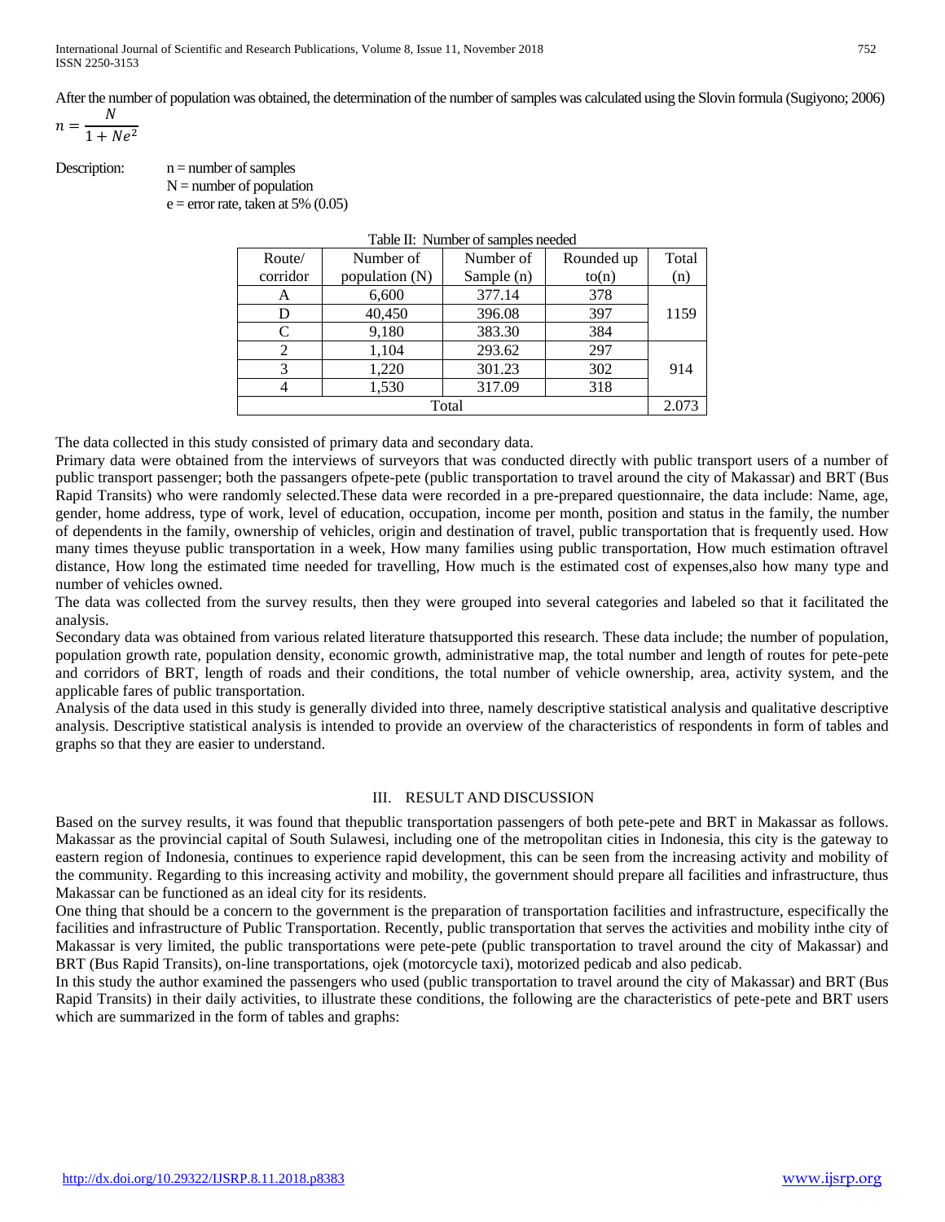After the number of population was obtained, the determination of the number of samples was calculated using the Slovin formula (Sugiyono; 2006)

$$n = \frac{N}{1 + Ne^2}$$

Description: n = number of samples
N = number of population
e = error rate, taken at 5% (0.05)

Table II: Number of samples needed

| Route/ corridor | Number of population (N) | Number of Sample (n) | Rounded up to(n) | Total (n) |
|---|---|---|---|---|
| A | 6,600 | 377.14 | 378 | 1159 |
| D | 40,450 | 396.08 | 397 | |
| C | 9,180 | 383.30 | 384 | |
| 2 | 1,104 | 293.62 | 297 | 914 |
| 3 | 1,220 | 301.23 | 302 | |
| 4 | 1,530 | 317.09 | 318 | |
| Total | | | | 2.073 |

The data collected in this study consisted of primary data and secondary data.

Primary data were obtained from the interviews of surveyors that was conducted directly with public transport users of a number of public transport passenger; both the passangers ofpete-pete (public transportation to travel around the city of Makassar) and BRT (Bus Rapid Transits) who were randomly selected.These data were recorded in a pre-prepared questionnaire, the data include: Name, age, gender, home address, type of work, level of education, occupation, income per month, position and status in the family, the number of dependents in the family, ownership of vehicles, origin and destination of travel, public transportation that is frequently used. How many times theyuse public transportation in a week, How many families using public transportation, How much estimation oftravel distance, How long the estimated time needed for travelling, How much is the estimated cost of expenses,also how many type and number of vehicles owned.

The data was collected from the survey results, then they were grouped into several categories and labeled so that it facilitated the analysis.

Secondary data was obtained from various related literature thatsupported this research. These data include; the number of population, population growth rate, population density, economic growth, administrative map, the total number and length of routes for pete-pete and corridors of BRT, length of roads and their conditions, the total number of vehicle ownership, area, activity system, and the applicable fares of public transportation.

Analysis of the data used in this study is generally divided into three, namely descriptive statistical analysis and qualitative descriptive analysis. Descriptive statistical analysis is intended to provide an overview of the characteristics of respondents in form of tables and graphs so that they are easier to understand.

## III. RESULT AND DISCUSSION

Based on the survey results, it was found that thepublic transportation passengers of both pete-pete and BRT in Makassar as follows. Makassar as the provincial capital of South Sulawesi, including one of the metropolitan cities in Indonesia, this city is the gateway to eastern region of Indonesia, continues to experience rapid development, this can be seen from the increasing activity and mobility of the community. Regarding to this increasing activity and mobility, the government should prepare all facilities and infrastructure, thus Makassar can be functioned as an ideal city for its residents.

One thing that should be a concern to the government is the preparation of transportation facilities and infrastructure, especifically the facilities and infrastructure of Public Transportation. Recently, public transportation that serves the activities and mobility inthe city of Makassar is very limited, the public transportations were pete-pete (public transportation to travel around the city of Makassar) and BRT (Bus Rapid Transits), on-line transportations, ojek (motorcycle taxi), motorized pedicab and also pedicab.

In this study the author examined the passengers who used (public transportation to travel around the city of Makassar) and BRT (Bus Rapid Transits) in their daily activities, to illustrate these conditions, the following are the characteristics of pete-pete and BRT users which are summarized in the form of tables and graphs: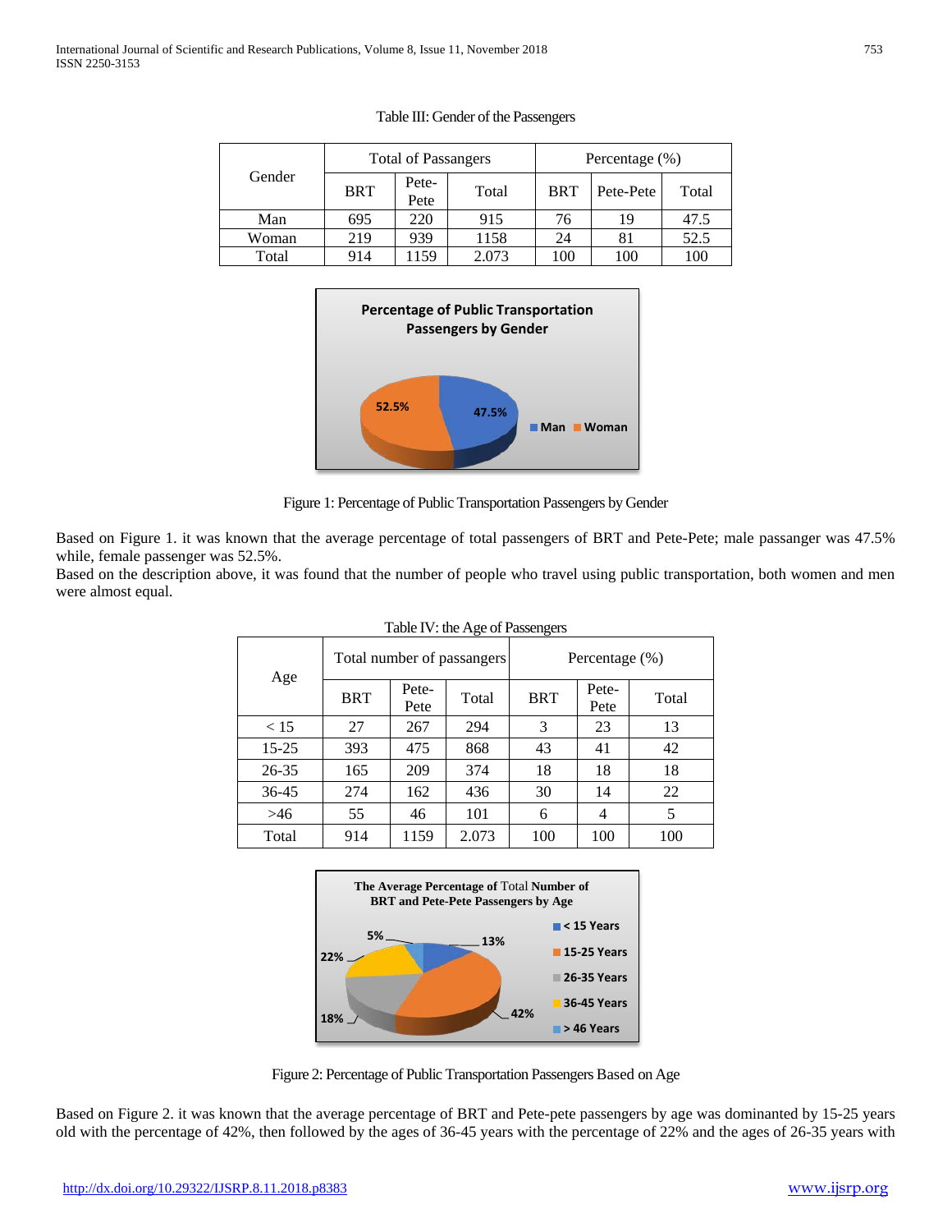Table III: Gender of the Passengers

| Gender | Total of Passangers | | | Percentage (%) | | |
|---|---|---|---|---|---|---|
| | BRT | Pete-Pete | Total | BRT | Pete-Pete | Total |
| Man | 695 | 220 | 915 | 76 | 19 | 47.5 |
| Woman | 219 | 939 | 1158 | 24 | 81 | 52.5 |
| Total | 914 | 1159 | 2.073 | 100 | 100 | 100 |

Figure 1: Percentage of Public Transportation Passengers by Gender

Based on Figure 1. it was known that the average percentage of total passengers of BRT and Pete-Pete; male passanger was 47.5% while, female passenger was 52.5%.
Based on the description above, it was found that the number of people who travel using public transportation, both women and men were almost equal.

Table IV: the Age of Passengers

| Age | Total number of passangers | | | Percentage (%) | | |
|---|---|---|---|---|---|---|
| | BRT | Pete-Pete | Total | BRT | Pete-Pete | Total |
| < 15 | 27 | 267 | 294 | 3 | 23 | 13 |
| 15-25 | 393 | 475 | 868 | 43 | 41 | 42 |
| 26-35 | 165 | 209 | 374 | 18 | 18 | 18 |
| 36-45 | 274 | 162 | 436 | 30 | 14 | 22 |
| >46 | 55 | 46 | 101 | 6 | 4 | 5 |
| Total | 914 | 1159 | 2.073 | 100 | 100 | 100 |

Figure 2: Percentage of Public Transportation Passengers Based on Age

Based on Figure 2. it was known that the average percentage of BRT and Pete-pete passengers by age was dominanted by 15-25 years old with the percentage of 42%, then followed by the ages of 36-45 years with the percentage of 22% and the ages of 26-35 years with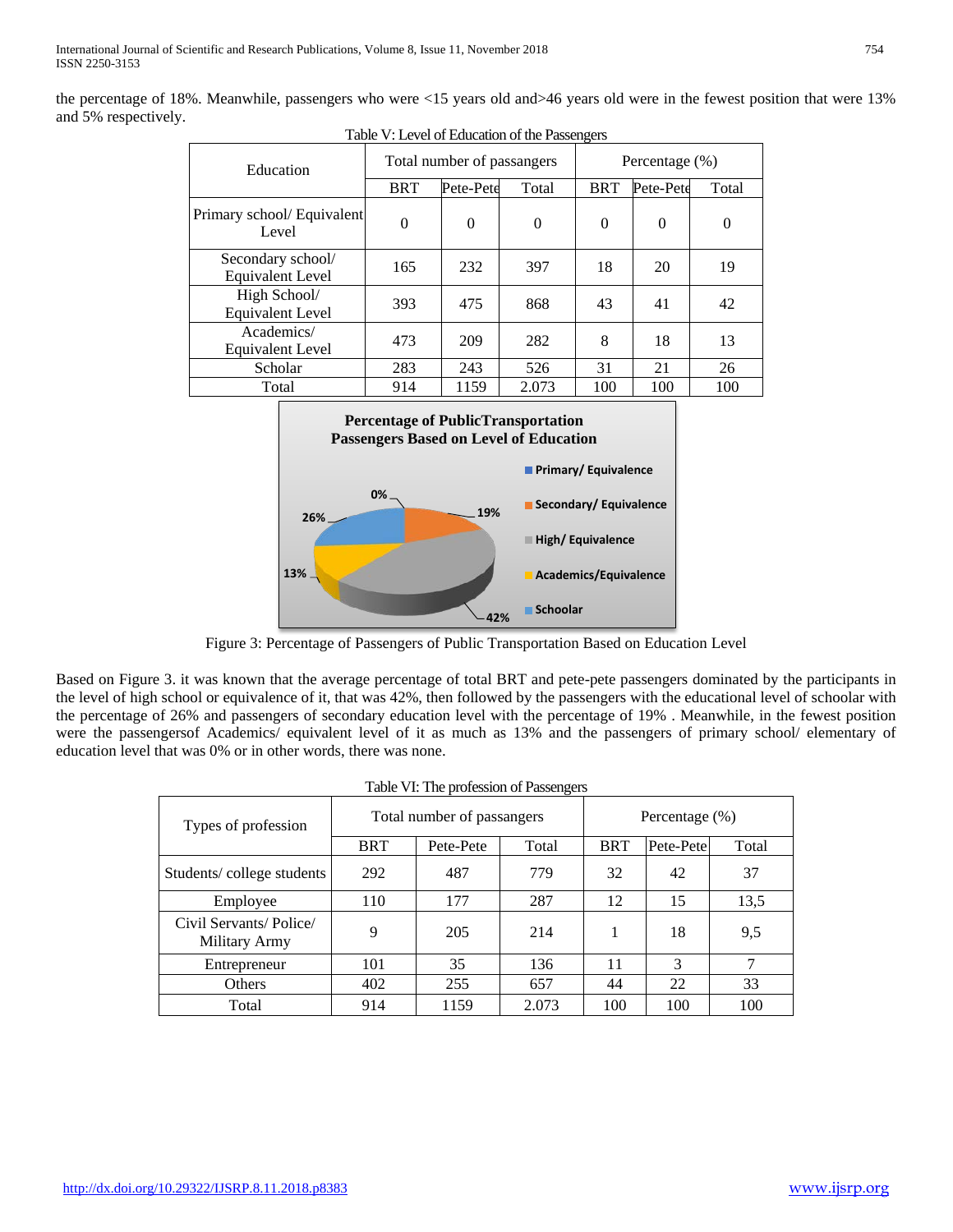the percentage of 18%. Meanwhile, passengers who were <15 years old and>46 years old were in the fewest position that were 13% and 5% respectively.

Table V: Level of Education of the Passengers

| Education | Total number of passangers | | | Percentage (%) | | |
|---|---|---|---|---|---|---|
| | BRT | Pete-Pete | Total | BRT | Pete-Pete | Total |
| Primary school/ Equivalent Level | 0 | 0 | 0 | 0 | 0 | 0 |
| Secondary school/ Equivalent Level | 165 | 232 | 397 | 18 | 20 | 19 |
| High School/ Equivalent Level | 393 | 475 | 868 | 43 | 41 | 42 |
| Academics/ Equivalent Level | 473 | 209 | 282 | 8 | 18 | 13 |
| Scholar | 283 | 243 | 526 | 31 | 21 | 26 |
| Total | 914 | 1159 | 2.073 | 100 | 100 | 100 |

Figure 3: Percentage of Passengers of Public Transportation Based on Education Level

Based on Figure 3. it was known that the average percentage of total BRT and pete-pete passengers dominated by the participants in the level of high school or equivalence of it, that was 42%, then followed by the passengers with the educational level of schoolar with the percentage of 26% and passengers of secondary education level with the percentage of 19% . Meanwhile, in the fewest position were the passengersof Academics/ equivalent level of it as much as 13% and the passengers of primary school/ elementary of education level that was 0% or in other words, there was none.

Table VI: The profession of Passengers

| Types of profession | Total number of passangers | | | Percentage (%) | | |
|---|---|---|---|---|---|---|
| | BRT | Pete-Pete | Total | BRT | Pete-Pete | Total |
| Students/ college students | 292 | 487 | 779 | 32 | 42 | 37 |
| Employee | 110 | 177 | 287 | 12 | 15 | 13,5 |
| Civil Servants/ Police/ Military Army | 9 | 205 | 214 | 1 | 18 | 9,5 |
| Entrepreneur | 101 | 35 | 136 | 11 | 3 | 7 |
| Others | 402 | 255 | 657 | 44 | 22 | 33 |
| Total | 914 | 1159 | 2.073 | 100 | 100 | 100 |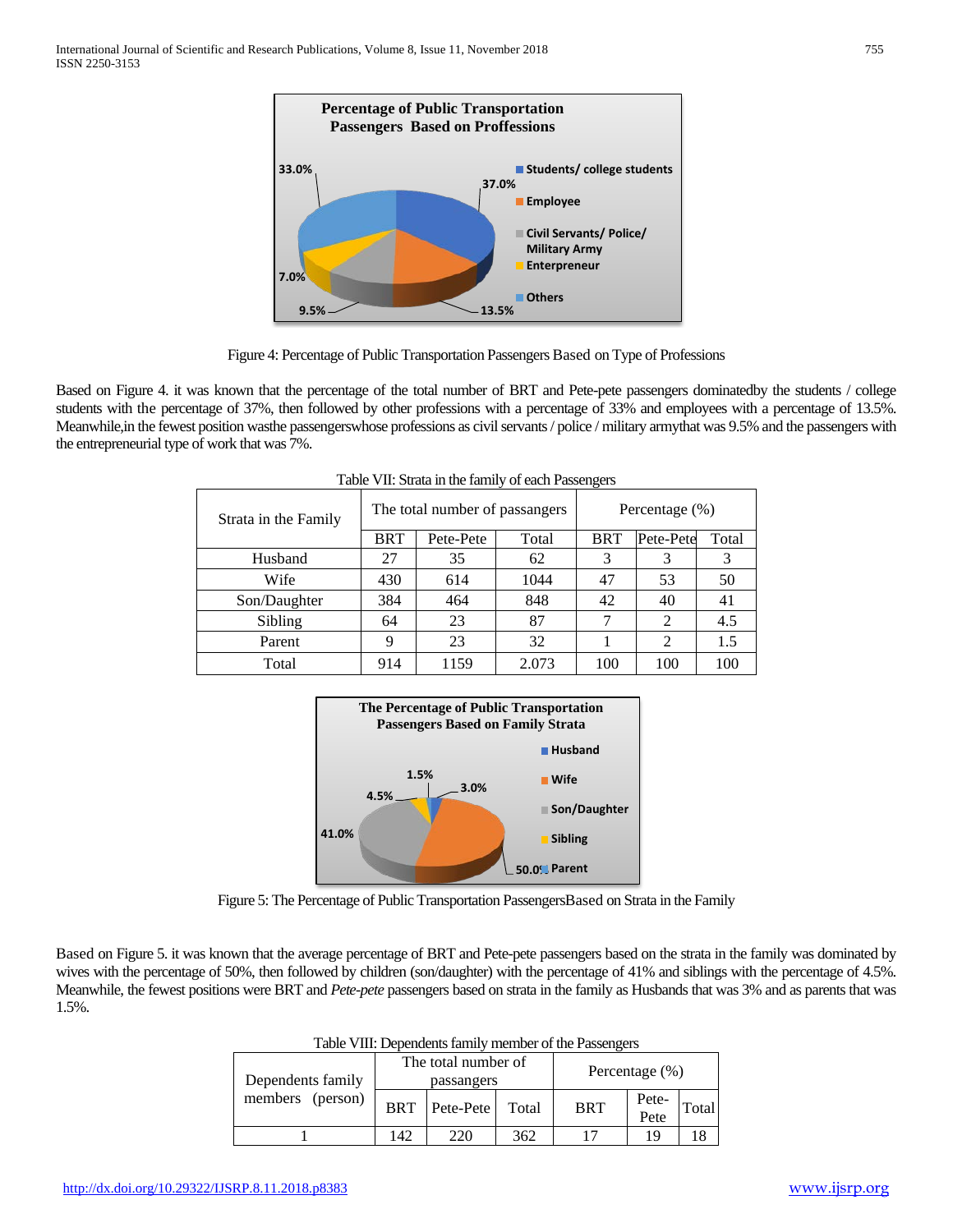Figure 4: Percentage of Public Transportation Passengers Based on Type of Professions

Based on Figure 4. it was known that the percentage of the total number of BRT and Pete-pete passengers dominatedby the students / college students with the percentage of 37%, then followed by other professions with a percentage of 33% and employees with a percentage of 13.5%. Meanwhile,in the fewest position wasthe passengerswhose professions as civil servants / police / military armythat was 9.5% and the passengers with the entrepreneurial type of work that was 7%.

Table VII: Strata in the family of each Passengers

| Strata in the Family | The total number of passangers | | | Percentage (%) | | |
|---|---|---|---|---|---|---|
| | BRT | Pete-Pete | Total | BRT | Pete-Pete | Total |
| Husband | 27 | 35 | 62 | 3 | 3 | 3 |
| Wife | 430 | 614 | 1044 | 47 | 53 | 50 |
| Son/Daughter | 384 | 464 | 848 | 42 | 40 | 41 |
| Sibling | 64 | 23 | 87 | 7 | 2 | 4.5 |
| Parent | 9 | 23 | 32 | 1 | 2 | 1.5 |
| Total | 914 | 1159 | 2.073 | 100 | 100 | 100 |

Figure 5: The Percentage of Public Transportation PassengersBased on Strata in the Family

Based on Figure 5. it was known that the average percentage of BRT and Pete-pete passengers based on the strata in the family was dominated by wives with the percentage of 50%, then followed by children (son/daughter) with the percentage of 41% and siblings with the percentage of 4.5%. Meanwhile, the fewest positions were BRT and *Pete-pete* passengers based on strata in the family as Husbands that was 3% and as parents that was 1.5%.

Table VIII: Dependents family member of the Passengers

| Dependents family members (person) | The total number of passangers | | | Percentage (%) | | |
|---|---|---|---|---|---|---|
| | BRT | Pete-Pete | Total | BRT | Pete-Pete | Total |
| 1 | 142 | 220 | 362 | 17 | 19 | 18 |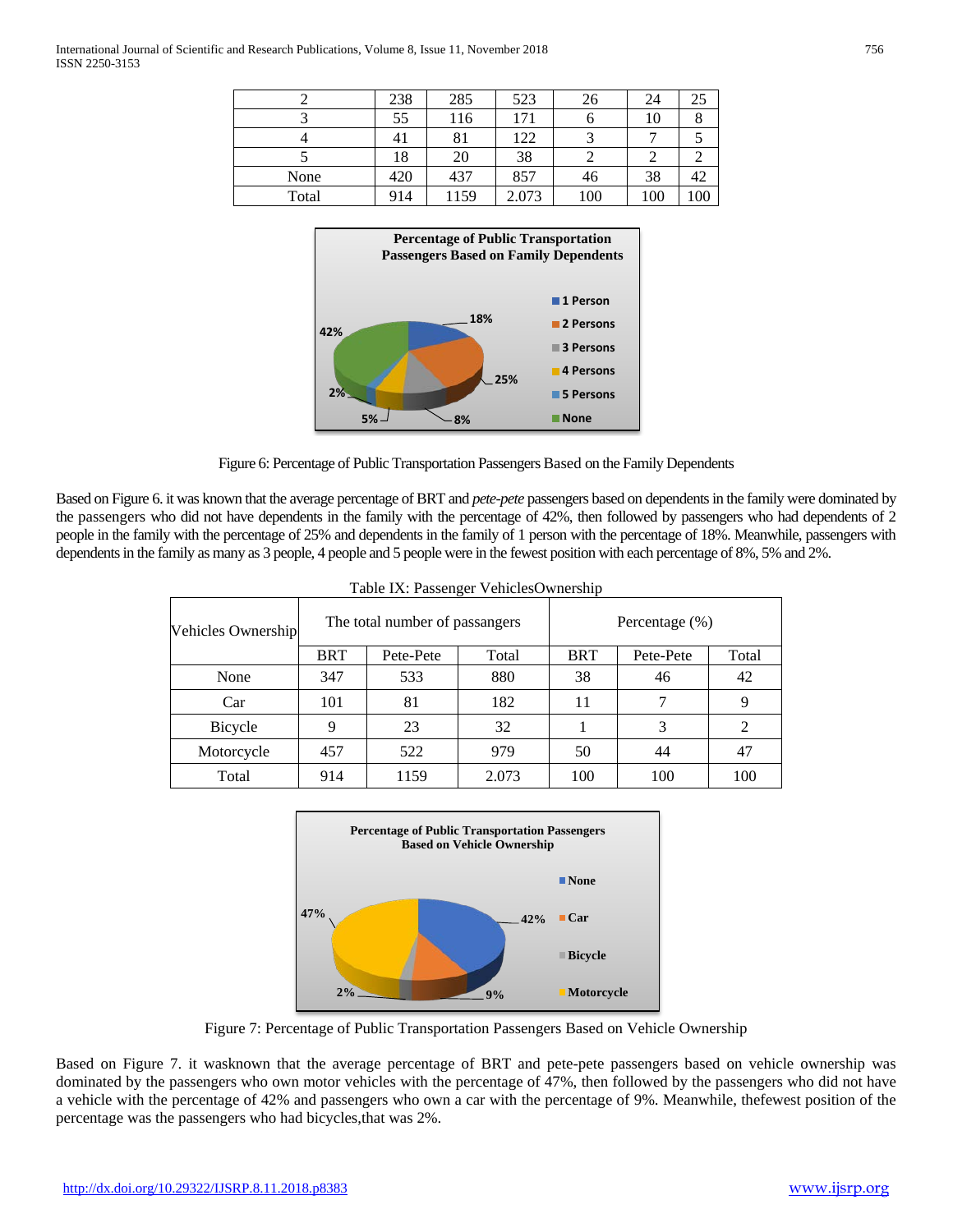| 2 | 238 | 285 | 523 | 26 | 24 | 25 |
|---|---|---|---|---|---|---|
| 3 | 55 | 116 | 171 | 6 | 10 | 8 |
| 4 | 41 | 81 | 122 | 3 | 7 | 5 |
| 5 | 18 | 20 | 38 | 2 | 2 | 2 |
| None | 420 | 437 | 857 | 46 | 38 | 42 |
| Total | 914 | 1159 | 2.073 | 100 | 100 | 100 |

Figure 6: Percentage of Public Transportation Passengers Based on the Family Dependents

Based on Figure 6. it was known that the average percentage of BRT and *pete-pete* passengers based on dependents in the family were dominated by the passengers who did not have dependents in the family with the percentage of 42%, then followed by passengers who had dependents of 2 people in the family with the percentage of 25% and dependents in the family of 1 person with the percentage of 18%. Meanwhile, passengers with dependents in the family as many as 3 people, 4 people and 5 people were in the fewest position with each percentage of 8%, 5% and 2%.

Table IX: Passenger VehiclesOwnership

| Vehicles Ownership | The total number of passangers | | | Percentage (%) | | |
|---|---|---|---|---|---|---|
| | BRT | Pete-Pete | Total | BRT | Pete-Pete | Total |
| None | 347 | 533 | 880 | 38 | 46 | 42 |
| Car | 101 | 81 | 182 | 11 | 7 | 9 |
| Bicycle | 9 | 23 | 32 | 1 | 3 | 2 |
| Motorcycle | 457 | 522 | 979 | 50 | 44 | 47 |
| Total | 914 | 1159 | 2.073 | 100 | 100 | 100 |

Figure 7: Percentage of Public Transportation Passengers Based on Vehicle Ownership

Based on Figure 7. it wasknown that the average percentage of BRT and pete-pete passengers based on vehicle ownership was dominated by the passengers who own motor vehicles with the percentage of 47%, then followed by the passengers who did not have a vehicle with the percentage of 42% and passengers who own a car with the percentage of 9%. Meanwhile, thefewest position of the percentage was the passengers who had bicycles,that was 2%.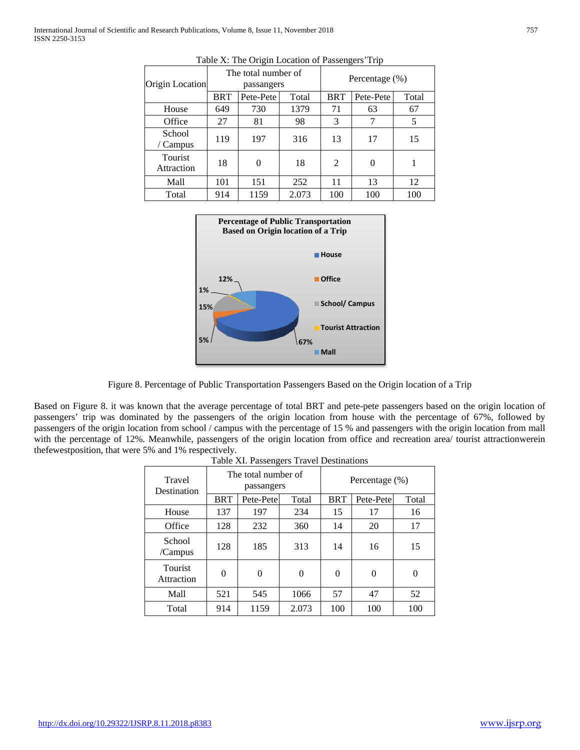Table X: The Origin Location of Passengers'Trip

| Origin Location | The total number of passangers | | | Percentage (%) | | |
|---|---|---|---|---|---|---|
| | BRT | Pete-Pete | Total | BRT | Pete-Pete | Total |
| House | 649 | 730 | 1379 | 71 | 63 | 67 |
| Office | 27 | 81 | 98 | 3 | 7 | 5 |
| School / Campus | 119 | 197 | 316 | 13 | 17 | 15 |
| Tourist Attraction | 18 | 0 | 18 | 2 | 0 | 1 |
| Mall | 101 | 151 | 252 | 11 | 13 | 12 |
| Total | 914 | 1159 | 2.073 | 100 | 100 | 100 |

Figure 8. Percentage of Public Transportation Passengers Based on the Origin location of a Trip

Based on Figure 8. it was known that the average percentage of total BRT and pete-pete passengers based on the origin location of passengers' trip was dominated by the passengers of the origin location from house with the percentage of 67%, followed by passengers of the origin location from school / campus with the percentage of 15 % and passengers with the origin location from mall with the percentage of 12%. Meanwhile, passengers of the origin location from office and recreation area/ tourist attractionwerein thefewestposition, that were 5% and 1% respectively.

Table XI. Passengers Travel Destinations

| Travel Destination | The total number of passangers | | | Percentage (%) | | |
|---|---|---|---|---|---|---|
| | BRT | Pete-Pete | Total | BRT | Pete-Pete | Total |
| House | 137 | 197 | 234 | 15 | 17 | 16 |
| Office | 128 | 232 | 360 | 14 | 20 | 17 |
| School /Campus | 128 | 185 | 313 | 14 | 16 | 15 |
| Tourist Attraction | 0 | 0 | 0 | 0 | 0 | 0 |
| Mall | 521 | 545 | 1066 | 57 | 47 | 52 |
| Total | 914 | 1159 | 2.073 | 100 | 100 | 100 |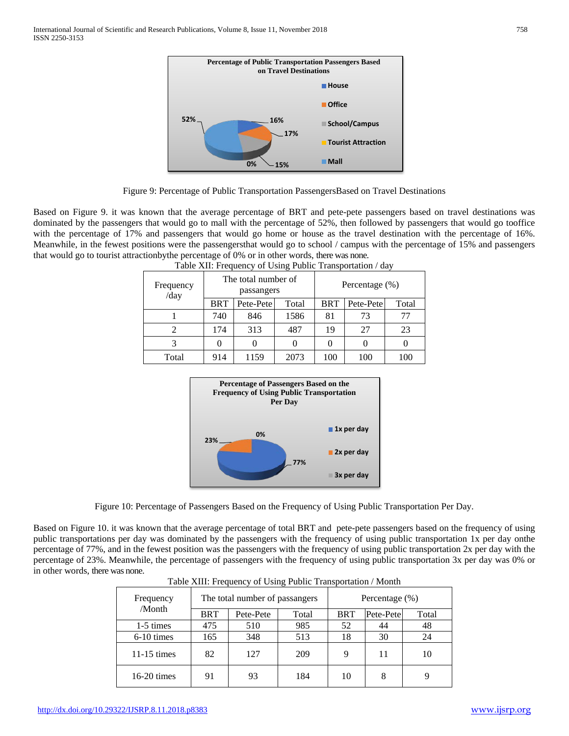Figure 9: Percentage of Public Transportation PassengersBased on Travel Destinations

Based on Figure 9. it was known that the average percentage of BRT and pete-pete passengers based on travel destinations was dominated by the passengers that would go to mall with the percentage of 52%, then followed by passengers that would go tooffice with the percentage of 17% and passengers that would go home or house as the travel destination with the percentage of 16%. Meanwhile, in the fewest positions were the passengersthat would go to school / campus with the percentage of 15% and passengers that would go to tourist attractionbythe percentage of 0% or in other words, there was none.

Table XII: Frequency of Using Public Transportation / day

| Frequency /day | The total number of passangers | | | Percentage (%) | | |
|---|---|---|---|---|---|---|
| | BRT | Pete-Pete | Total | BRT | Pete-Pete | Total |
| 1 | 740 | 846 | 1586 | 81 | 73 | 77 |
| 2 | 174 | 313 | 487 | 19 | 27 | 23 |
| 3 | 0 | 0 | 0 | 0 | 0 | 0 |
| Total | 914 | 1159 | 2073 | 100 | 100 | 100 |

Figure 10: Percentage of Passengers Based on the Frequency of Using Public Transportation Per Day.

Based on Figure 10. it was known that the average percentage of total BRT and pete-pete passengers based on the frequency of using public transportations per day was dominated by the passengers with the frequency of using public transportation 1x per day onthe percentage of 77%, and in the fewest position was the passengers with the frequency of using public transportation 2x per day with the percentage of 23%. Meanwhile, the percentage of passengers with the frequency of using public transportation 3x per day was 0% or in other words, there was none.

Table XIII: Frequency of Using Public Transportation / Month

| Frequency /Month | The total number of passangers | | | Percentage (%) | | |
|---|---|---|---|---|---|---|
| | BRT | Pete-Pete | Total | BRT | Pete-Pete | Total |
| 1-5 times | 475 | 510 | 985 | 52 | 44 | 48 |
| 6-10 times | 165 | 348 | 513 | 18 | 30 | 24 |
| 11-15 times | 82 | 127 | 209 | 9 | 11 | 10 |
| 16-20 times | 91 | 93 | 184 | 10 | 8 | 9 |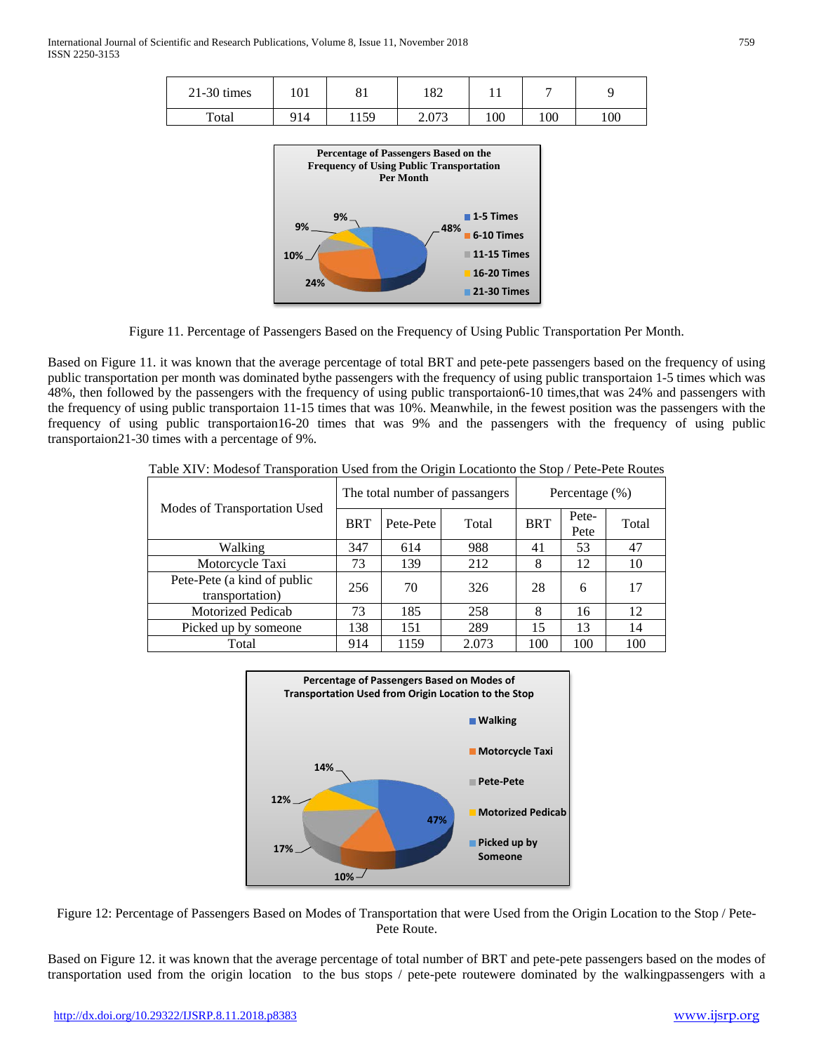| 21-30 times | 101 | 81 | 182 | 11 | 7 | 9 |
|---|---|---|---|---|---|---|
| Total | 914 | 1159 | 2.073 | 100 | 100 | 100 |

Figure 11. Percentage of Passengers Based on the Frequency of Using Public Transportation Per Month.

Based on Figure 11. it was known that the average percentage of total BRT and pete-pete passengers based on the frequency of using public transportation per month was dominated bythe passengers with the frequency of using public transportaion 1-5 times which was 48%, then followed by the passengers with the frequency of using public transportaion6-10 times,that was 24% and passengers with the frequency of using public transportaion 11-15 times that was 10%. Meanwhile, in the fewest position was the passengers with the frequency of using public transportaion16-20 times that was 9% and the passengers with the frequency of using public transportaion21-30 times with a percentage of 9%.

Table XIV: Modesof Transporation Used from the Origin Locationto the Stop / Pete-Pete Routes

| Modes of Transportation Used | The total number of passangers | | | Percentage (%) | | |
|---|---|---|---|---|---|---|
| | BRT | Pete-Pete | Total | BRT | Pete-Pete | Total |
| Walking | 347 | 614 | 988 | 41 | 53 | 47 |
| Motorcycle Taxi | 73 | 139 | 212 | 8 | 12 | 10 |
| Pete-Pete (a kind of public transportation) | 256 | 70 | 326 | 28 | 6 | 17 |
| Motorized Pedicab | 73 | 185 | 258 | 8 | 16 | 12 |
| Picked up by someone | 138 | 151 | 289 | 15 | 13 | 14 |
| Total | 914 | 1159 | 2.073 | 100 | 100 | 100 |

Figure 12: Percentage of Passengers Based on Modes of Transportation that were Used from the Origin Location to the Stop / Pete-Pete Route.

Based on Figure 12. it was known that the average percentage of total number of BRT and pete-pete passengers based on the modes of transportation used from the origin location to the bus stops / pete-pete routewere dominated by the walkingpassengers with a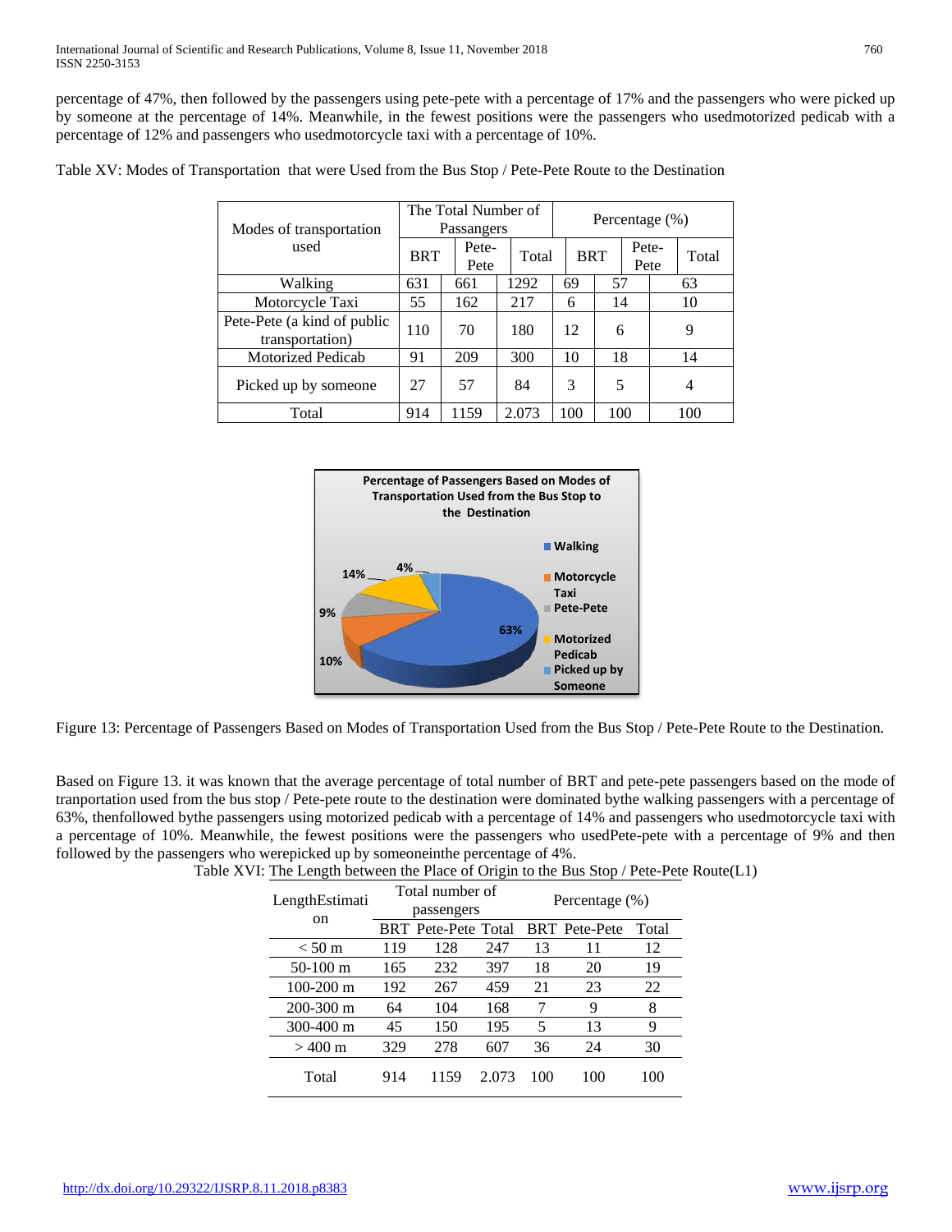percentage of 47%, then followed by the passengers using pete-pete with a percentage of 17% and the passengers who were picked up by someone at the percentage of 14%. Meanwhile, in the fewest positions were the passengers who usedmotorized pedicab with a percentage of 12% and passengers who usedmotorcycle taxi with a percentage of 10%.

Table XV: Modes of Transportation that were Used from the Bus Stop / Pete-Pete Route to the Destination

| Modes of transportation used | The Total Number of Passangers | | | Percentage (%) | | |
|---|---|---|---|---|---|---|
| | BRT | Pete-Pete | Total | BRT | Pete-Pete | Total |
| Walking | 631 | 661 | 1292 | 69 | 57 | 63 |
| Motorcycle Taxi | 55 | 162 | 217 | 6 | 14 | 10 |
| Pete-Pete (a kind of public transportation) | 110 | 70 | 180 | 12 | 6 | 9 |
| Motorized Pedicab | 91 | 209 | 300 | 10 | 18 | 14 |
| Picked up by someone | 27 | 57 | 84 | 3 | 5 | 4 |
| Total | 914 | 1159 | 2.073 | 100 | 100 | 100 |

Figure 13: Percentage of Passengers Based on Modes of Transportation Used from the Bus Stop / Pete-Pete Route to the Destination.

Based on Figure 13. it was known that the average percentage of total number of BRT and pete-pete passengers based on the mode of tranportation used from the bus stop / Pete-pete route to the destination were dominated bythe walking passengers with a percentage of 63%, thenfollowed bythe passengers using motorized pedicab with a percentage of 14% and passengers who usedmotorcycle taxi with a percentage of 10%. Meanwhile, the fewest positions were the passengers who usedPete-pete with a percentage of 9% and then followed by the passengers who werepicked up by someoneinthe percentage of 4%.

Table XVI: The Length between the Place of Origin to the Bus Stop / Pete-Pete Route(L1)

| LengthEstimation | Total number of passengers | | | Percentage (%) | | |
|---|---|---|---|---|---|---|
| | BRT | Pete-Pete | Total | BRT | Pete-Pete | Total |
| < 50 m | 119 | 128 | 247 | 13 | 11 | 12 |
| 50-100 m | 165 | 232 | 397 | 18 | 20 | 19 |
| 100-200 m | 192 | 267 | 459 | 21 | 23 | 22 |
| 200-300 m | 64 | 104 | 168 | 7 | 9 | 8 |
| 300-400 m | 45 | 150 | 195 | 5 | 13 | 9 |
| > 400 m | 329 | 278 | 607 | 36 | 24 | 30 |
| Total | 914 | 1159 | 2.073 | 100 | 100 | 100 |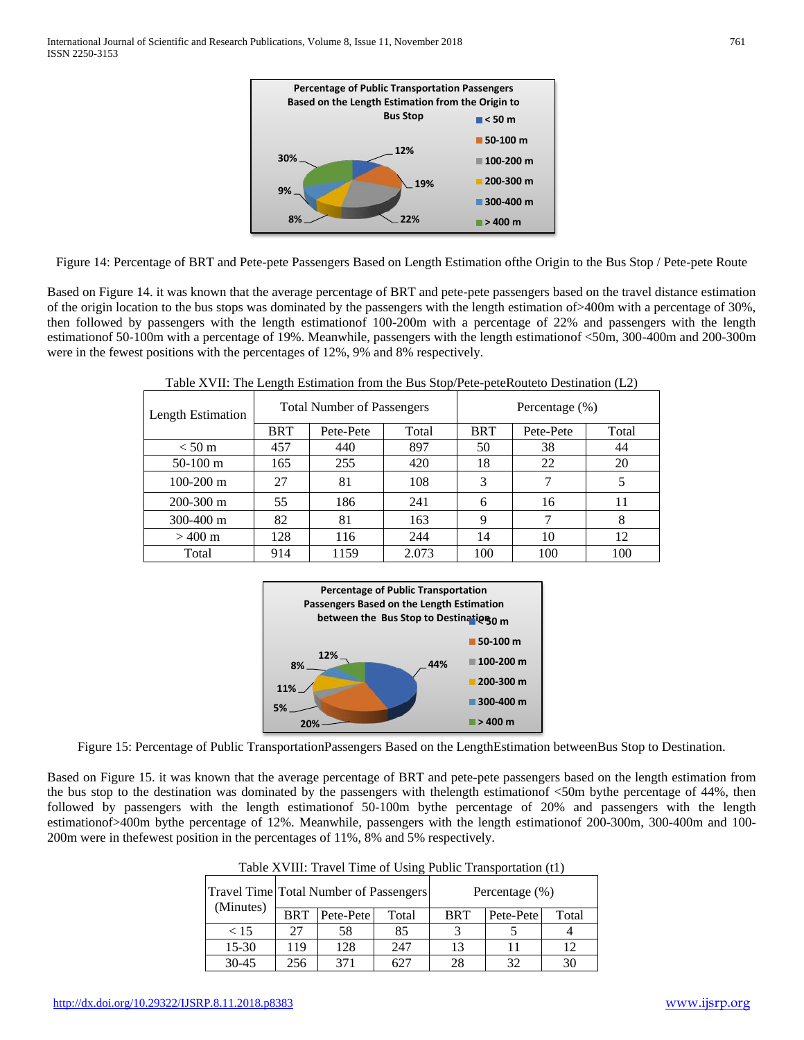Figure 14: Percentage of BRT and Pete-pete Passengers Based on Length Estimation ofthe Origin to the Bus Stop / Pete-pete Route

Based on Figure 14. it was known that the average percentage of BRT and pete-pete passengers based on the travel distance estimation of the origin location to the bus stops was dominated by the passengers with the length estimation of>400m with a percentage of 30%, then followed by passengers with the length estimationof 100-200m with a percentage of 22% and passengers with the length estimationof 50-100m with a percentage of 19%. Meanwhile, passengers with the length estimationof <50m, 300-400m and 200-300m were in the fewest positions with the percentages of 12%, 9% and 8% respectively.

Table XVII: The Length Estimation from the Bus Stop/Pete-peteRouteto Destination (L2)

| Length Estimation | Total Number of Passengers | | | Percentage (%) | | |
|---|---|---|---|---|---|---|
| | BRT | Pete-Pete | Total | BRT | Pete-Pete | Total |
| < 50 m | 457 | 440 | 897 | 50 | 38 | 44 |
| 50-100 m | 165 | 255 | 420 | 18 | 22 | 20 |
| 100-200 m | 27 | 81 | 108 | 3 | 7 | 5 |
| 200-300 m | 55 | 186 | 241 | 6 | 16 | 11 |
| 300-400 m | 82 | 81 | 163 | 9 | 7 | 8 |
| > 400 m | 128 | 116 | 244 | 14 | 10 | 12 |
| Total | 914 | 1159 | 2.073 | 100 | 100 | 100 |

Figure 15: Percentage of Public TransportationPassengers Based on the LengthEstimation betweenBus Stop to Destination.

Based on Figure 15. it was known that the average percentage of BRT and pete-pete passengers based on the length estimation from the bus stop to the destination was dominated by the passengers with thelength estimationof <50m bythe percentage of 44%, then followed by passengers with the length estimationof 50-100m bythe percentage of 20% and passengers with the length estimationof>400m bythe percentage of 12%. Meanwhile, passengers with the length estimationof 200-300m, 300-400m and 100-200m were in thefewest position in the percentages of 11%, 8% and 5% respectively.

Table XVIII: Travel Time of Using Public Transportation (t1)

| Travel Time (Minutes) | Total Number of Passengers | | | Percentage (%) | | |
|---|---|---|---|---|---|---|
| | BRT | Pete-Pete | Total | BRT | Pete-Pete | Total |
| < 15 | 27 | 58 | 85 | 3 | 5 | 4 |
| 15-30 | 119 | 128 | 247 | 13 | 11 | 12 |
| 30-45 | 256 | 371 | 627 | 28 | 32 | 30 |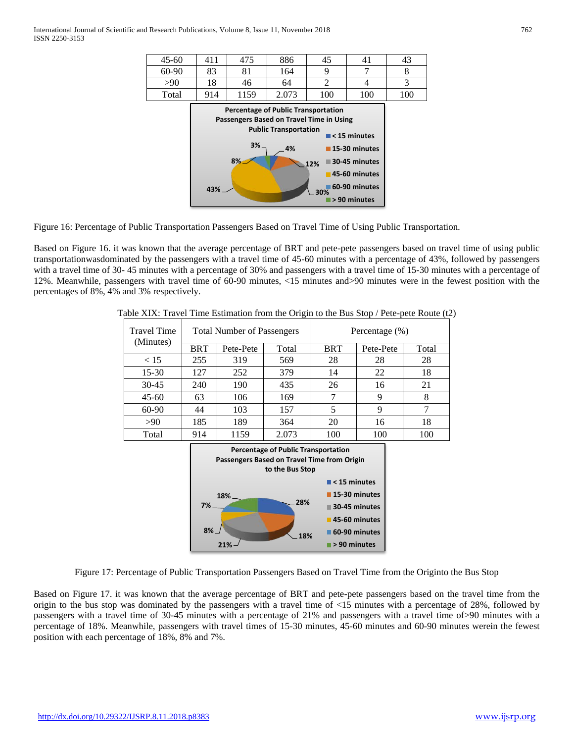| 45-60 | 411 | 475 | 886 | 45 | 41 | 43 |
|---|---|---|---|---|---|---|
| 60-90 | 83 | 81 | 164 | 9 | 7 | 8 |
| >90 | 18 | 46 | 64 | 2 | 4 | 3 |
| Total | 914 | 1159 | 2.073 | 100 | 100 | 100 |

Figure 16: Percentage of Public Transportation Passengers Based on Travel Time of Using Public Transportation.

Based on Figure 16. it was known that the average percentage of BRT and pete-pete passengers based on travel time of using public transportationwasdominated by the passengers with a travel time of 45-60 minutes with a percentage of 43%, followed by passengers with a travel time of 30- 45 minutes with a percentage of 30% and passengers with a travel time of 15-30 minutes with a percentage of 12%. Meanwhile, passengers with travel time of 60-90 minutes, <15 minutes and>90 minutes were in the fewest position with the percentages of 8%, 4% and 3% respectively.

Table XIX: Travel Time Estimation from the Origin to the Bus Stop / Pete-pete Route (t2)

| Travel Time (Minutes) | Total Number of Passengers | | | Percentage (%) | | |
|---|---|---|---|---|---|---|
| | BRT | Pete-Pete | Total | BRT | Pete-Pete | Total |
| < 15 | 255 | 319 | 569 | 28 | 28 | 28 |
| 15-30 | 127 | 252 | 379 | 14 | 22 | 18 |
| 30-45 | 240 | 190 | 435 | 26 | 16 | 21 |
| 45-60 | 63 | 106 | 169 | 7 | 9 | 8 |
| 60-90 | 44 | 103 | 157 | 5 | 9 | 7 |
| >90 | 185 | 189 | 364 | 20 | 16 | 18 |
| Total | 914 | 1159 | 2.073 | 100 | 100 | 100 |

Figure 17: Percentage of Public Transportation Passengers Based on Travel Time from the Originto the Bus Stop

Based on Figure 17. it was known that the average percentage of BRT and pete-pete passengers based on the travel time from the origin to the bus stop was dominated by the passengers with a travel time of <15 minutes with a percentage of 28%, followed by passengers with a travel time of 30-45 minutes with a percentage of 21% and passengers with a travel time of>90 minutes with a percentage of 18%. Meanwhile, passengers with travel times of 15-30 minutes, 45-60 minutes and 60-90 minutes werein the fewest position with each percentage of 18%, 8% and 7%.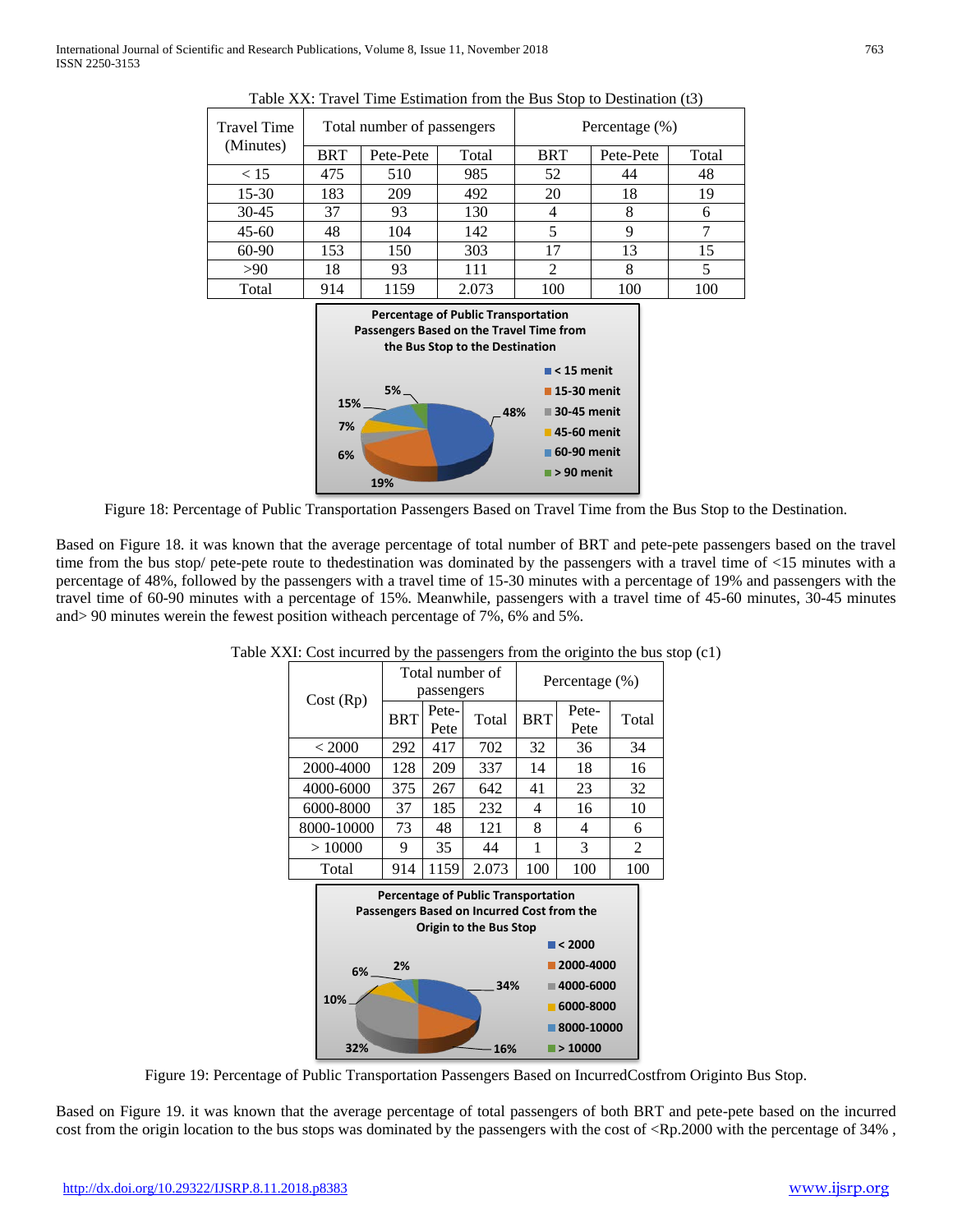Table XX: Travel Time Estimation from the Bus Stop to Destination (t3)

| Travel Time (Minutes) | Total number of passengers | | | Percentage (%) | | |
|---|---|---|---|---|---|---|
| | BRT | Pete-Pete | Total | BRT | Pete-Pete | Total |
| < 15 | 475 | 510 | 985 | 52 | 44 | 48 |
| 15-30 | 183 | 209 | 492 | 20 | 18 | 19 |
| 30-45 | 37 | 93 | 130 | 4 | 8 | 6 |
| 45-60 | 48 | 104 | 142 | 5 | 9 | 7 |
| 60-90 | 153 | 150 | 303 | 17 | 13 | 15 |
| >90 | 18 | 93 | 111 | 2 | 8 | 5 |
| Total | 914 | 1159 | 2.073 | 100 | 100 | 100 |

Figure 18: Percentage of Public Transportation Passengers Based on Travel Time from the Bus Stop to the Destination.

Based on Figure 18. it was known that the average percentage of total number of BRT and pete-pete passengers based on the travel time from the bus stop/ pete-pete route to thedestination was dominated by the passengers with a travel time of <15 minutes with a percentage of 48%, followed by the passengers with a travel time of 15-30 minutes with a percentage of 19% and passengers with the travel time of 60-90 minutes with a percentage of 15%. Meanwhile, passengers with a travel time of 45-60 minutes, 30-45 minutes and> 90 minutes werein the fewest position witheach percentage of 7%, 6% and 5%.

Table XXI: Cost incurred by the passengers from the originto the bus stop (c1)

| Cost (Rp) | Total number of passengers | | | Percentage (%) | | |
|---|---|---|---|---|---|---|
| | BRT | Pete-Pete | Total | BRT | Pete-Pete | Total |
| < 2000 | 292 | 417 | 702 | 32 | 36 | 34 |
| 2000-4000 | 128 | 209 | 337 | 14 | 18 | 16 |
| 4000-6000 | 375 | 267 | 642 | 41 | 23 | 32 |
| 6000-8000 | 37 | 185 | 232 | 4 | 16 | 10 |
| 8000-10000 | 73 | 48 | 121 | 8 | 4 | 6 |
| > 10000 | 9 | 35 | 44 | 1 | 3 | 2 |
| Total | 914 | 1159 | 2.073 | 100 | 100 | 100 |

Figure 19: Percentage of Public Transportation Passengers Based on IncurredCostfrom Originto Bus Stop.

Based on Figure 19. it was known that the average percentage of total passengers of both BRT and pete-pete based on the incurred cost from the origin location to the bus stops was dominated by the passengers with the cost of <Rp.2000 with the percentage of 34% ,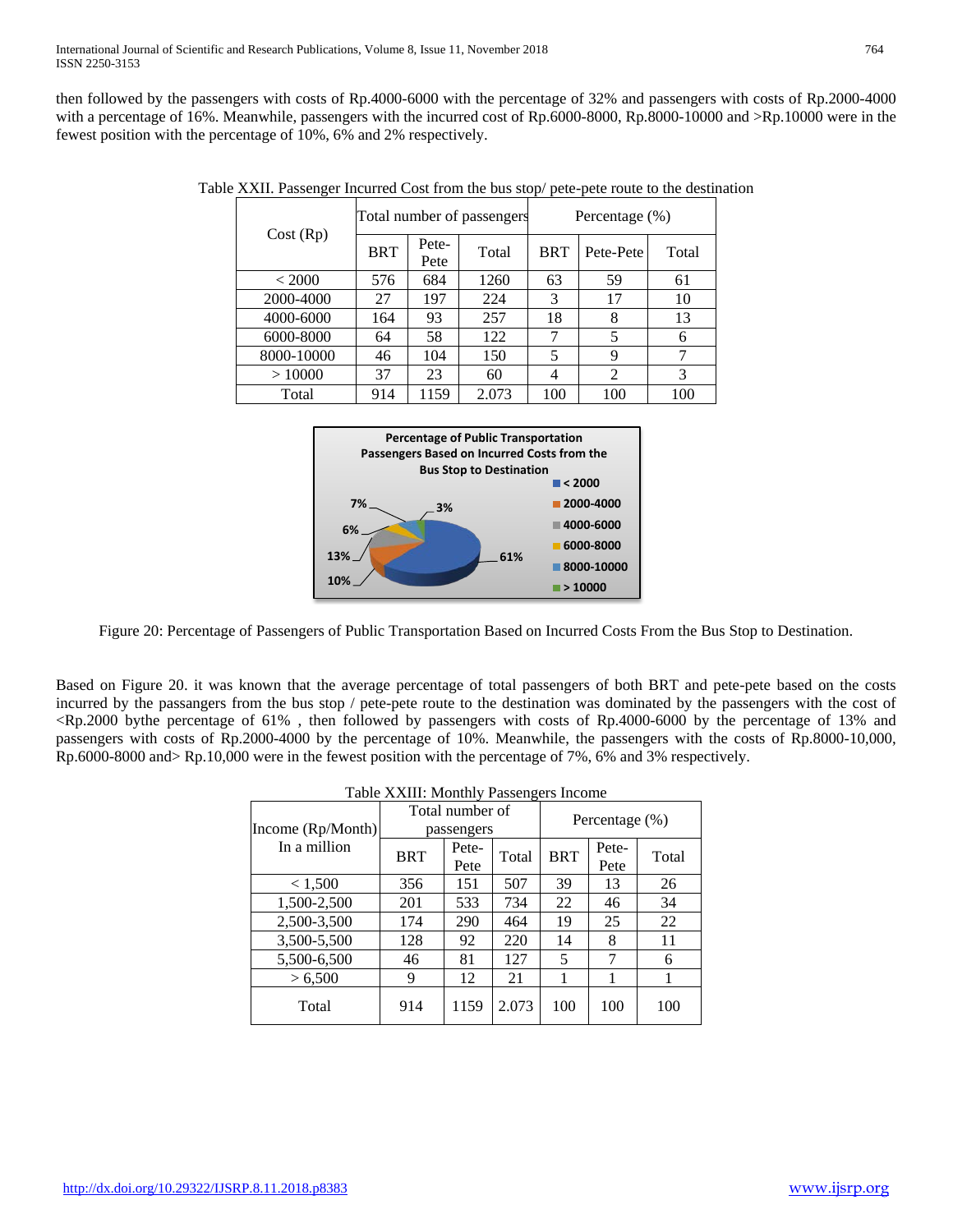then followed by the passengers with costs of Rp.4000-6000 with the percentage of 32% and passengers with costs of Rp.2000-4000 with a percentage of 16%. Meanwhile, passengers with the incurred cost of Rp.6000-8000, Rp.8000-10000 and >Rp.10000 were in the fewest position with the percentage of 10%, 6% and 2% respectively.

Table XXII. Passenger Incurred Cost from the bus stop/ pete-pete route to the destination

| Cost (Rp) | Total number of passengers | | | Percentage (%) | | |
|---|---|---|---|---|---|---|
| | BRT | Pete-Pete | Total | BRT | Pete-Pete | Total |
| < 2000 | 576 | 684 | 1260 | 63 | 59 | 61 |
| 2000-4000 | 27 | 197 | 224 | 3 | 17 | 10 |
| 4000-6000 | 164 | 93 | 257 | 18 | 8 | 13 |
| 6000-8000 | 64 | 58 | 122 | 7 | 5 | 6 |
| 8000-10000 | 46 | 104 | 150 | 5 | 9 | 7 |
| > 10000 | 37 | 23 | 60 | 4 | 2 | 3 |
| Total | 914 | 1159 | 2.073 | 100 | 100 | 100 |

Figure 20: Percentage of Passengers of Public Transportation Based on Incurred Costs From the Bus Stop to Destination.

Based on Figure 20. it was known that the average percentage of total passengers of both BRT and pete-pete based on the costs incurred by the passengers from the bus stop / pete-pete route to the destination was dominated by the passengers with the cost of <Rp.2000 bythe percentage of 61% , then followed by passengers with costs of Rp.4000-6000 by the percentage of 13% and passengers with costs of Rp.2000-4000 by the percentage of 10%. Meanwhile, the passengers with the costs of Rp.8000-10,000, Rp.6000-8000 and> Rp.10,000 were in the fewest position with the percentage of 7%, 6% and 3% respectively.

Table XXIII: Monthly Passengers Income

| Income (Rp/Month) In a million | Total number of passengers | | | Percentage (%) | | |
|---|---|---|---|---|---|---|
| | BRT | Pete-Pete | Total | BRT | Pete-Pete | Total |
| < 1,500 | 356 | 151 | 507 | 39 | 13 | 26 |
| 1,500-2,500 | 201 | 533 | 734 | 22 | 46 | 34 |
| 2,500-3,500 | 174 | 290 | 464 | 19 | 25 | 22 |
| 3,500-5,500 | 128 | 92 | 220 | 14 | 8 | 11 |
| 5,500-6,500 | 46 | 81 | 127 | 5 | 7 | 6 |
| > 6,500 | 9 | 12 | 21 | 1 | 1 | 1 |
| Total | 914 | 1159 | 2.073 | 100 | 100 | 100 |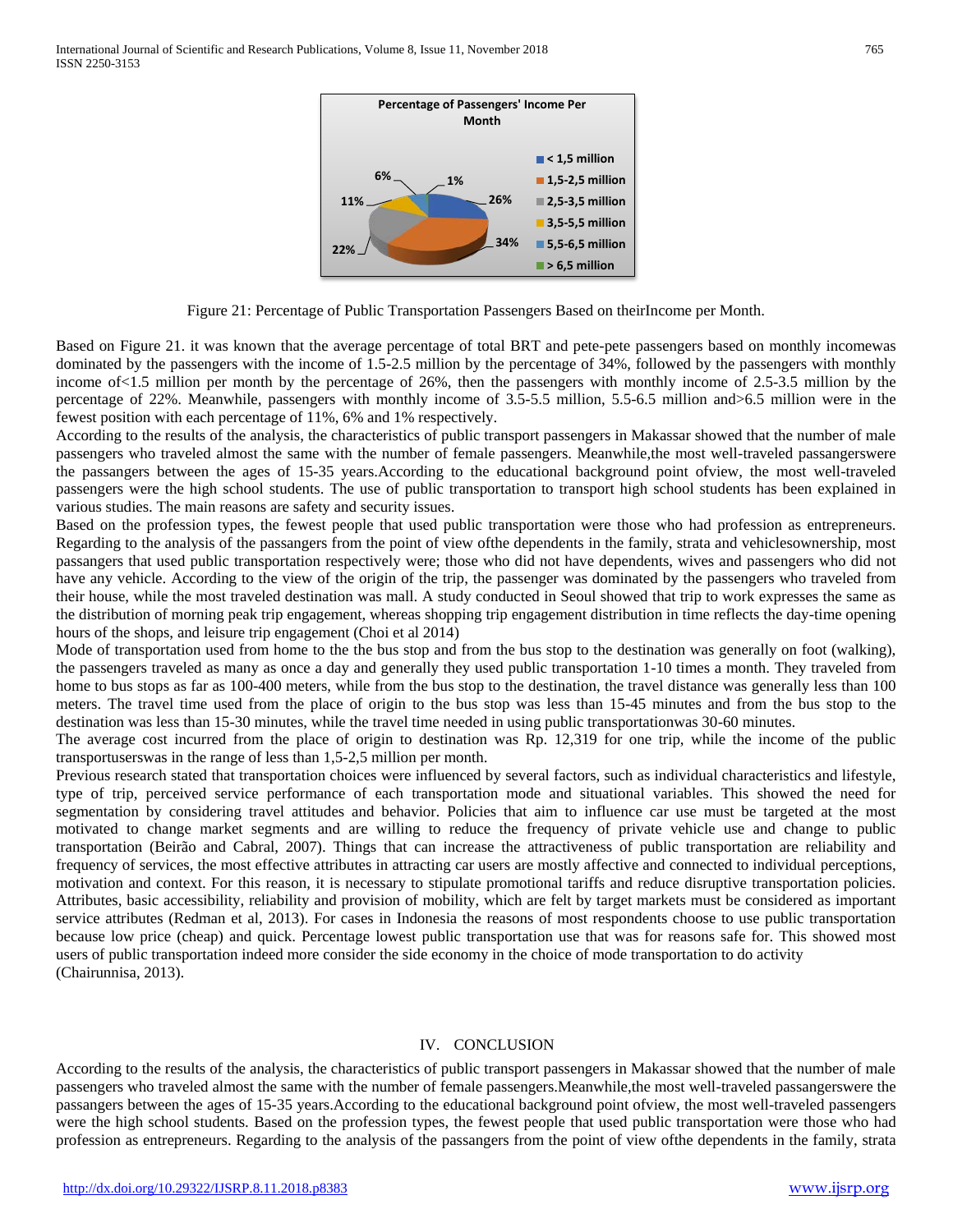Figure 21: Percentage of Public Transportation Passengers Based on theirIncome per Month.

Based on Figure 21. it was known that the average percentage of total BRT and pete-pete passengers based on monthly incomewas dominated by the passengers with the income of 1.5-2.5 million by the percentage of 34%, followed by the passengers with monthly income of<1.5 million per month by the percentage of 26%, then the passengers with monthly income of 2.5-3.5 million by the percentage of 22%. Meanwhile, passengers with monthly income of 3.5-5.5 million, 5.5-6.5 million and>6.5 million were in the fewest position with each percentage of 11%, 6% and 1% respectively.

According to the results of the analysis, the characteristics of public transport passengers in Makassar showed that the number of male passengers who traveled almost the same with the number of female passengers. Meanwhile,the most well-traveled passangerswere the passangers between the ages of 15-35 years.According to the educational background point ofview, the most well-traveled passengers were the high school students. The use of public transportation to transport high school students has been explained in various studies. The main reasons are safety and security issues.

Based on the profession types, the fewest people that used public transportation were those who had profession as entrepreneurs. Regarding to the analysis of the passangers from the point of view ofthe dependents in the family, strata and vehiclesownership, most passangers that used public transportation respectively were; those who did not have dependents, wives and passengers who did not have any vehicle. According to the view of the origin of the trip, the passenger was dominated by the passengers who traveled from their house, while the most traveled destination was mall. A study conducted in Seoul showed that trip to work expresses the same as the distribution of morning peak trip engagement, whereas shopping trip engagement distribution in time reflects the day-time opening hours of the shops, and leisure trip engagement (Choi et al 2014)

Mode of transportation used from home to the the bus stop and from the bus stop to the destination was generally on foot (walking), the passengers traveled as many as once a day and generally they used public transportation 1-10 times a month. They traveled from home to bus stops as far as 100-400 meters, while from the bus stop to the destination, the travel distance was generally less than 100 meters. The travel time used from the place of origin to the bus stop was less than 15-45 minutes and from the bus stop to the destination was less than 15-30 minutes, while the travel time needed in using public transportationwas 30-60 minutes.

The average cost incurred from the place of origin to destination was Rp. 12,319 for one trip, while the income of the public transportuserswas in the range of less than 1,5-2,5 million per month.

Previous research stated that transportation choices were influenced by several factors, such as individual characteristics and lifestyle, type of trip, perceived service performance of each transportation mode and situational variables. This showed the need for segmentation by considering travel attitudes and behavior. Policies that aim to influence car use must be targeted at the most motivated to change market segments and are willing to reduce the frequency of private vehicle use and change to public transportation (Beirão and Cabral, 2007). Things that can increase the attractiveness of public transportation are reliability and frequency of services, the most effective attributes in attracting car users are mostly affective and connected to individual perceptions, motivation and context. For this reason, it is necessary to stipulate promotional tariffs and reduce disruptive transportation policies. Attributes, basic accessibility, reliability and provision of mobility, which are felt by target markets must be considered as important service attributes (Redman et al, 2013). For cases in Indonesia the reasons of most respondents choose to use public transportation because low price (cheap) and quick. Percentage lowest public transportation use that was for reasons safe for. This showed most users of public transportation indeed more consider the side economy in the choice of mode transportation to do activity (Chairunnisa, 2013).

## IV. CONCLUSION

According to the results of the analysis, the characteristics of public transport passengers in Makassar showed that the number of male passengers who traveled almost the same with the number of female passengers.Meanwhile,the most well-traveled passangerswere the passangers between the ages of 15-35 years.According to the educational background point ofview, the most well-traveled passengers were the high school students. Based on the profession types, the fewest people that used public transportation were those who had profession as entrepreneurs. Regarding to the analysis of the passangers from the point of view ofthe dependents in the family, strata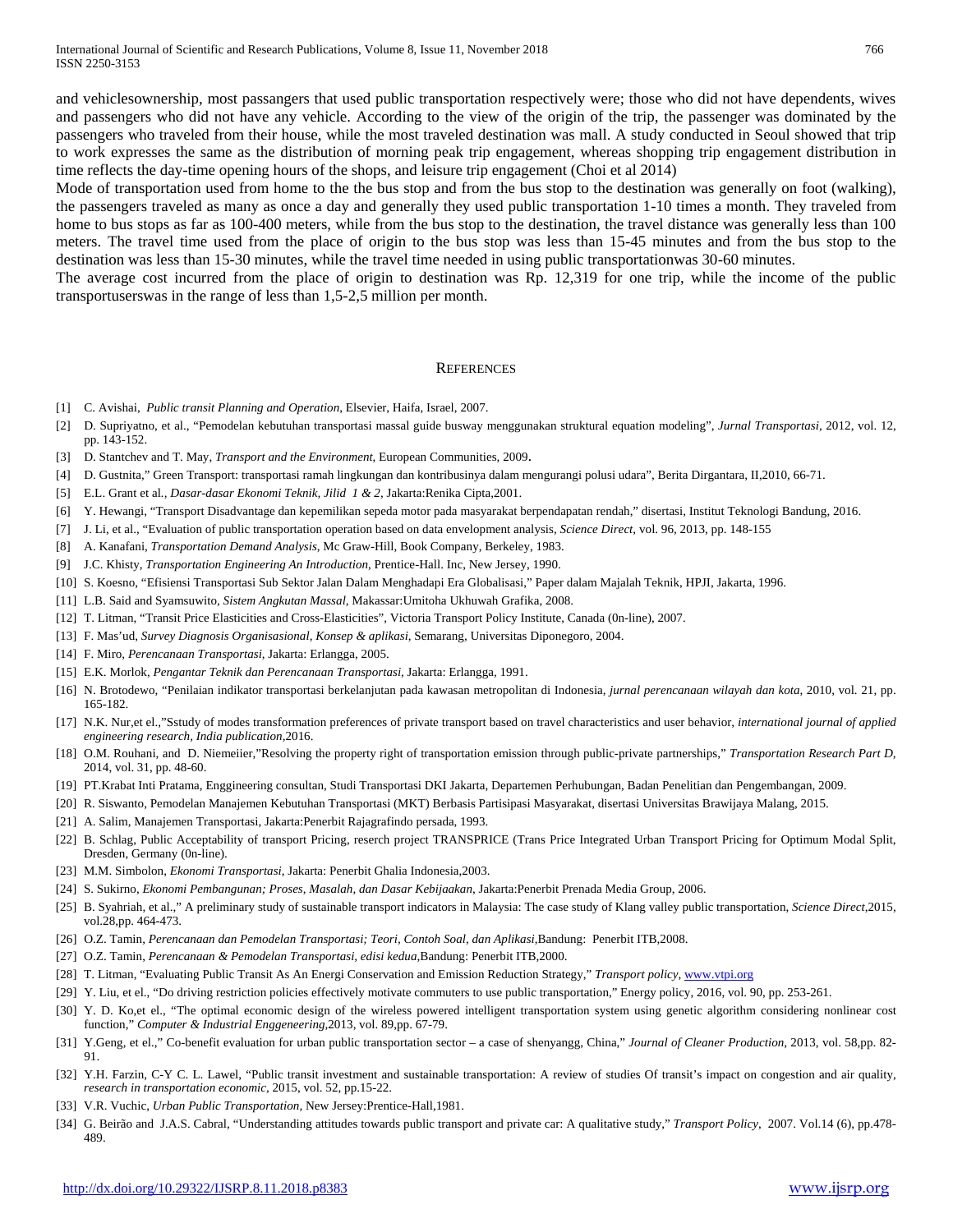and vehiclesownership, most passangers that used public transportation respectively were; those who did not have dependents, wives and passengers who did not have any vehicle. According to the view of the origin of the trip, the passenger was dominated by the passengers who traveled from their house, while the most traveled destination was mall. A study conducted in Seoul showed that trip to work expresses the same as the distribution of morning peak trip engagement, whereas shopping trip engagement distribution in time reflects the day-time opening hours of the shops, and leisure trip engagement (Choi et al 2014)

Mode of transportation used from home to the the bus stop and from the bus stop to the destination was generally on foot (walking), the passengers traveled as many as once a day and generally they used public transportation 1-10 times a month. They traveled from home to bus stops as far as 100-400 meters, while from the bus stop to the destination, the travel distance was generally less than 100 meters. The travel time used from the place of origin to the bus stop was less than 15-45 minutes and from the bus stop to the destination was less than 15-30 minutes, while the travel time needed in using public transportationwas 30-60 minutes.

The average cost incurred from the place of origin to destination was Rp. 12,319 for one trip, while the income of the public transportuserswas in the range of less than 1,5-2,5 million per month.

## REFERENCES

[1] C. Avishai, *Public transit Planning and Operation*, Elsevier, Haifa, Israel, 2007.

[2] D. Supriyatno, et al., "Pemodelan kebutuhan transportasi massal guide busway menggunakan struktural equation modeling", *Jurnal Transportasi*, 2012, vol. 12, pp. 143-152.

[3] D. Stantchev and T. May, *Transport and the Environment*, European Communities, 2009.

[4] D. Gustnita," Green Transport: transportasi ramah lingkungan dan kontribusinya dalam mengurangi polusi udara", Berita Dirgantara, II,2010, 66-71.

[5] E.L. Grant et al., *Dasar-dasar Ekonomi Teknik, Jilid 1 & 2*, Jakarta:Renika Cipta,2001.

[6] Y. Hewangi, "Transport Disadvantage dan kepemilikan sepeda motor pada masyarakat berpendapatan rendah," disertasi, Institut Teknologi Bandung, 2016.

[7] J. Li, et al., "Evaluation of public transportation operation based on data envelopment analysis, *Science Direct*, vol. 96, 2013, pp. 148-155

[8] A. Kanafani, *Transportation Demand Analysis*, Mc Graw-Hill, Book Company, Berkeley, 1983.

[9] J.C. Khisty, *Transportation Engineering An Introduction*, Prentice-Hall. Inc, New Jersey, 1990.

[10] S. Koesno, "Efisiensi Transportasi Sub Sektor Jalan Dalam Menghadapi Era Globalisasi," Paper dalam Majalah Teknik, HPJI, Jakarta, 1996.

[11] L.B. Said and Syamsuwito, *Sistem Angkutan Massal*, Makassar:Umitoha Ukhuwah Grafika, 2008.

[12] T. Litman, "Transit Price Elasticities and Cross-Elasticities", Victoria Transport Policy Institute, Canada (0n-line), 2007.

[13] F. Mas'ud, *Survey Diagnosis Organisasional, Konsep & aplikasi*, Semarang, Universitas Diponegoro, 2004.

[14] F. Miro, *Perencanaan Transportasi*, Jakarta: Erlangga, 2005.

[15] E.K. Morlok, *Pengantar Teknik dan Perencanaan Transportasi*, Jakarta: Erlangga, 1991.

[16] N. Brotodewo, "Penilaian indikator transportasi berkelanjutan pada kawasan metropolitan di Indonesia, *jurnal perencanaan wilayah dan kota*, 2010, vol. 21, pp. 165-182.

[17] N.K. Nur,et el.,"Sstudy of modes transformation preferences of private transport based on travel characteristics and user behavior, *international journal of applied engineering research, India publication*,2016.

[18] O.M. Rouhani, and D. Niemeiier,"Resolving the property right of transportation emission through public-private partnerships," *Transportation Research Part D*, 2014, vol. 31, pp. 48-60.

[19] PT.Krabat Inti Pratama, Enggineering consultan, Studi Transportasi DKI Jakarta, Departemen Perhubungan, Badan Penelitian dan Pengembangan, 2009.

[20] R. Siswanto, Pemodelan Manajemen Kebutuhan Transportasi (MKT) Berbasis Partisipasi Masyarakat, disertasi Universitas Brawijaya Malang, 2015.

[21] A. Salim, Manajemen Transportasi, Jakarta:Penerbit Rajagrafindo persada, 1993.

[22] B. Schlag, Public Acceptability of transport Pricing, reserch project TRANSPRICE (Trans Price Integrated Urban Transport Pricing for Optimum Modal Split, Dresden, Germany (0n-line).

[23] M.M. Simbolon, *Ekonomi Transportasi*, Jakarta: Penerbit Ghalia Indonesia,2003.

[24] S. Sukirno, *Ekonomi Pembangunan; Proses, Masalah, dan Dasar Kebijaakan*, Jakarta:Penerbit Prenada Media Group, 2006.

[25] B. Syahriah, et al.," A preliminary study of sustainable transport indicators in Malaysia: The case study of Klang valley public transportation, *Science Direct*,2015, vol.28,pp. 464-473.

[26] O.Z. Tamin, *Perencanaan dan Pemodelan Transportasi; Teori, Contoh Soal, dan Aplikasi*,Bandung: Penerbit ITB,2008.

[27] O.Z. Tamin, *Perencanaan & Pemodelan Transportasi, edisi kedua*,Bandung: Penerbit ITB,2000.

[28] T. Litman, "Evaluating Public Transit As An Energi Conservation and Emission Reduction Strategy," *Transport policy*, www.vtpi.org

[29] Y. Liu, et el., "Do driving restriction policies effectively motivate commuters to use public transportation," Energy policy, 2016, vol. 90, pp. 253-261.

[30] Y. D. Ko,et el., "The optimal economic design of the wireless powered intelligent transportation system using genetic algorithm considering nonlinear cost function," *Computer & Industrial Enggeneering*,2013, vol. 89,pp. 67-79.

[31] Y.Geng, et el.," Co-benefit evaluation for urban public transportation sector – a case of shenyangg, China," *Journal of Cleaner Production*, 2013, vol. 58,pp. 82-91.

[32] Y.H. Farzin, C-Y C. L. Lawel, "Public transit investment and sustainable transportation: A review of studies Of transit's impact on congestion and air quality, *research in transportation economic*, 2015, vol. 52, pp.15-22.

[33] V.R. Vuchic, *Urban Public Transportation*, New Jersey:Prentice-Hall,1981.

[34] G. Beirão and J.A.S. Cabral, "Understanding attitudes towards public transport and private car: A qualitative study," *Transport Policy*, 2007. Vol.14 (6), pp.478-489.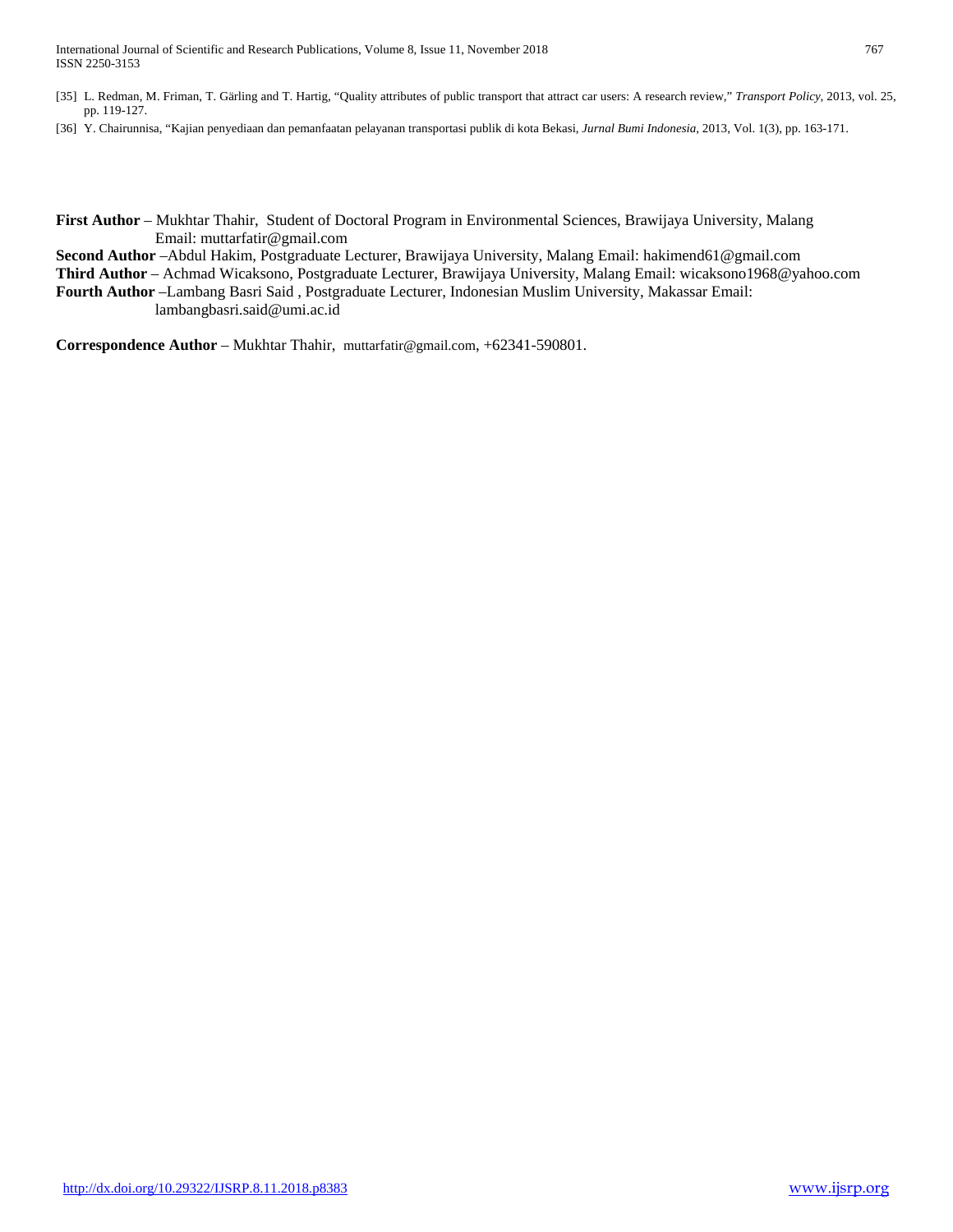[35] L. Redman, M. Friman, T. Gärling and T. Hartig, “Quality attributes of public transport that attract car users: A research review,” *Transport Policy*, 2013, vol. 25, pp. 119-127.

[36] Y. Chairunnisa, “Kajian penyediaan dan pemanfaatan pelayanan transportasi publik di kota Bekasi, *Jurnal Bumi Indonesia*, 2013, Vol. 1(3), pp. 163-171.

**First Author** – Mukhtar Thahir, Student of Doctoral Program in Environmental Sciences, Brawijaya University, Malang Email: muttarfatir@gmail.com

**Second Author** –Abdul Hakim, Postgraduate Lecturer, Brawijaya University, Malang Email: hakimend61@gmail.com

**Third Author** – Achmad Wicaksono, Postgraduate Lecturer, Brawijaya University, Malang Email: wicaksono1968@yahoo.com

**Fourth Author** –Lambang Basri Said , Postgraduate Lecturer, Indonesian Muslim University, Makassar Email: lambangbasri.said@umi.ac.id

**Correspondence Author** – Mukhtar Thahir, muttarfatir@gmail.com, +62341-590801.